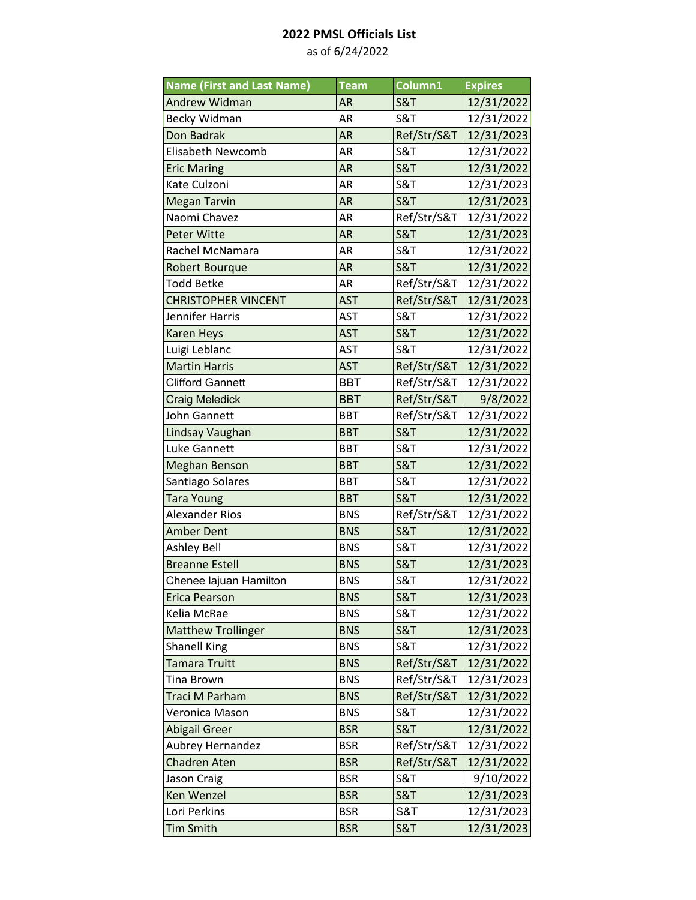**2022 PMSL Officials List**

as of 6/24/2022

| Name (First and Last Name) | Team | Column1 | Expires |
|---|---|---|---|
| Andrew Widman | AR | S&T | 12/31/2022 |
| Becky Widman | AR | S&T | 12/31/2022 |
| Don Badrak | AR | Ref/Str/S&T | 12/31/2023 |
| Elisabeth Newcomb | AR | S&T | 12/31/2022 |
| Eric Maring | AR | S&T | 12/31/2022 |
| Kate Culzoni | AR | S&T | 12/31/2023 |
| Megan Tarvin | AR | S&T | 12/31/2023 |
| Naomi Chavez | AR | Ref/Str/S&T | 12/31/2022 |
| Peter Witte | AR | S&T | 12/31/2023 |
| Rachel McNamara | AR | S&T | 12/31/2022 |
| Robert Bourque | AR | S&T | 12/31/2022 |
| Todd Betke | AR | Ref/Str/S&T | 12/31/2022 |
| CHRISTOPHER VINCENT | AST | Ref/Str/S&T | 12/31/2023 |
| Jennifer Harris | AST | S&T | 12/31/2022 |
| Karen Heys | AST | S&T | 12/31/2022 |
| Luigi Leblanc | AST | S&T | 12/31/2022 |
| Martin Harris | AST | Ref/Str/S&T | 12/31/2022 |
| Clifford Gannett | BBT | Ref/Str/S&T | 12/31/2022 |
| Craig Meledick | BBT | Ref/Str/S&T | 9/8/2022 |
| John Gannett | BBT | Ref/Str/S&T | 12/31/2022 |
| Lindsay Vaughan | BBT | S&T | 12/31/2022 |
| Luke Gannett | BBT | S&T | 12/31/2022 |
| Meghan Benson | BBT | S&T | 12/31/2022 |
| Santiago Solares | BBT | S&T | 12/31/2022 |
| Tara Young | BBT | S&T | 12/31/2022 |
| Alexander Rios | BNS | Ref/Str/S&T | 12/31/2022 |
| Amber Dent | BNS | S&T | 12/31/2022 |
| Ashley Bell | BNS | S&T | 12/31/2022 |
| Breanne Estell | BNS | S&T | 12/31/2023 |
| Chenee lajuan Hamilton | BNS | S&T | 12/31/2022 |
| Erica Pearson | BNS | S&T | 12/31/2023 |
| Kelia McRae | BNS | S&T | 12/31/2022 |
| Matthew Trollinger | BNS | S&T | 12/31/2023 |
| Shanell King | BNS | S&T | 12/31/2022 |
| Tamara Truitt | BNS | Ref/Str/S&T | 12/31/2022 |
| Tina Brown | BNS | Ref/Str/S&T | 12/31/2023 |
| Traci M Parham | BNS | Ref/Str/S&T | 12/31/2022 |
| Veronica Mason | BNS | S&T | 12/31/2022 |
| Abigail Greer | BSR | S&T | 12/31/2022 |
| Aubrey Hernandez | BSR | Ref/Str/S&T | 12/31/2022 |
| Chadren Aten | BSR | Ref/Str/S&T | 12/31/2022 |
| Jason Craig | BSR | S&T | 9/10/2022 |
| Ken Wenzel | BSR | S&T | 12/31/2023 |
| Lori Perkins | BSR | S&T | 12/31/2023 |
| Tim Smith | BSR | S&T | 12/31/2023 |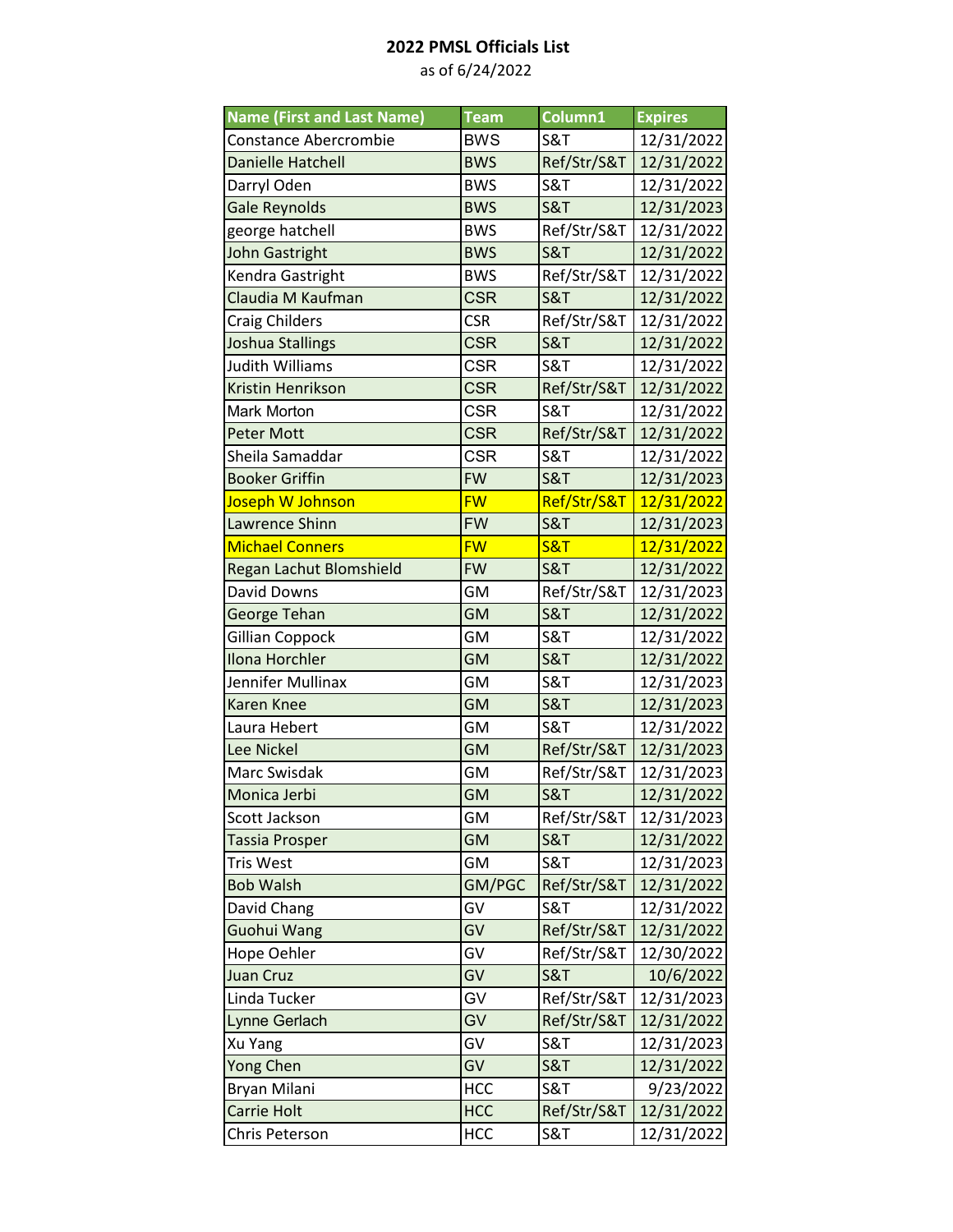**2022 PMSL Officials List**

as of 6/24/2022

| Name (First and Last Name) | Team | Column1 | Expires |
|---|---|---|---|
| Constance Abercrombie | BWS | S&T | 12/31/2022 |
| Danielle Hatchell | BWS | Ref/Str/S&T | 12/31/2022 |
| Darryl Oden | BWS | S&T | 12/31/2022 |
| Gale Reynolds | BWS | S&T | 12/31/2023 |
| george hatchell | BWS | Ref/Str/S&T | 12/31/2022 |
| John Gastright | BWS | S&T | 12/31/2022 |
| Kendra Gastright | BWS | Ref/Str/S&T | 12/31/2022 |
| Claudia M Kaufman | CSR | S&T | 12/31/2022 |
| Craig Childers | CSR | Ref/Str/S&T | 12/31/2022 |
| Joshua Stallings | CSR | S&T | 12/31/2022 |
| Judith Williams | CSR | S&T | 12/31/2022 |
| Kristin Henrikson | CSR | Ref/Str/S&T | 12/31/2022 |
| Mark Morton | CSR | S&T | 12/31/2022 |
| Peter Mott | CSR | Ref/Str/S&T | 12/31/2022 |
| Sheila Samaddar | CSR | S&T | 12/31/2022 |
| Booker Griffin | FW | S&T | 12/31/2023 |
| Joseph W Johnson | FW | Ref/Str/S&T | 12/31/2022 |
| Lawrence Shinn | FW | S&T | 12/31/2023 |
| Michael Conners | FW | S&T | 12/31/2022 |
| Regan Lachut Blomshield | FW | S&T | 12/31/2022 |
| David Downs | GM | Ref/Str/S&T | 12/31/2023 |
| George Tehan | GM | S&T | 12/31/2022 |
| Gillian Coppock | GM | S&T | 12/31/2022 |
| Ilona Horchler | GM | S&T | 12/31/2022 |
| Jennifer Mullinax | GM | S&T | 12/31/2023 |
| Karen Knee | GM | S&T | 12/31/2023 |
| Laura Hebert | GM | S&T | 12/31/2022 |
| Lee Nickel | GM | Ref/Str/S&T | 12/31/2023 |
| Marc Swisdak | GM | Ref/Str/S&T | 12/31/2023 |
| Monica Jerbi | GM | S&T | 12/31/2022 |
| Scott Jackson | GM | Ref/Str/S&T | 12/31/2023 |
| Tassia Prosper | GM | S&T | 12/31/2022 |
| Tris West | GM | S&T | 12/31/2023 |
| Bob Walsh | GM/PGC | Ref/Str/S&T | 12/31/2022 |
| David Chang | GV | S&T | 12/31/2022 |
| Guohui Wang | GV | Ref/Str/S&T | 12/31/2022 |
| Hope Oehler | GV | Ref/Str/S&T | 12/30/2022 |
| Juan Cruz | GV | S&T | 10/6/2022 |
| Linda Tucker | GV | Ref/Str/S&T | 12/31/2023 |
| Lynne Gerlach | GV | Ref/Str/S&T | 12/31/2022 |
| Xu Yang | GV | S&T | 12/31/2023 |
| Yong Chen | GV | S&T | 12/31/2022 |
| Bryan Milani | HCC | S&T | 9/23/2022 |
| Carrie Holt | HCC | Ref/Str/S&T | 12/31/2022 |
| Chris Peterson | HCC | S&T | 12/31/2022 |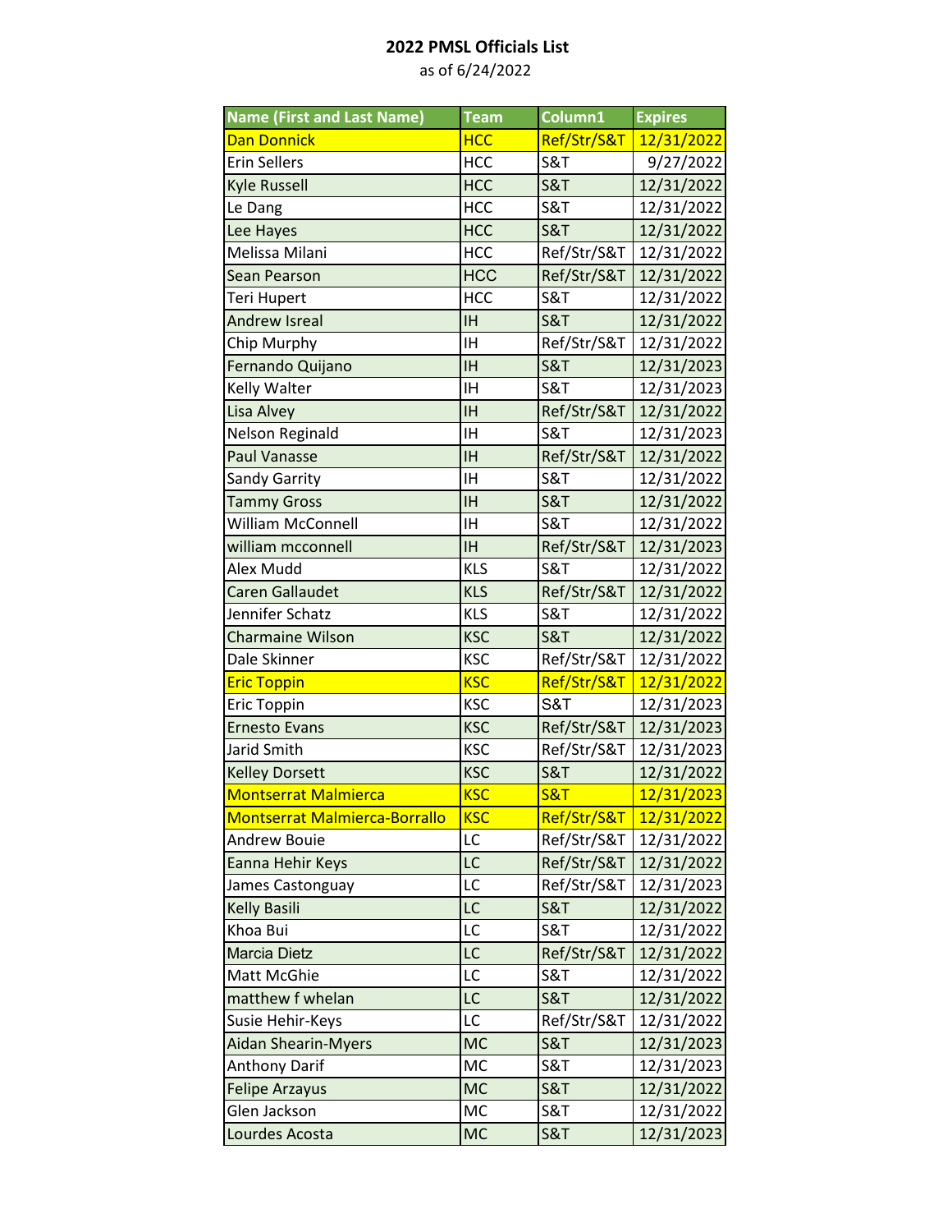**2022 PMSL Officials List**

as of 6/24/2022

| Name (First and Last Name) | Team | Column1 | Expires |
|---|---|---|---|
| Dan Donnick | HCC | Ref/Str/S&T | 12/31/2022 |
| Erin Sellers | HCC | S&T | 9/27/2022 |
| Kyle Russell | HCC | S&T | 12/31/2022 |
| Le Dang | HCC | S&T | 12/31/2022 |
| Lee Hayes | HCC | S&T | 12/31/2022 |
| Melissa Milani | HCC | Ref/Str/S&T | 12/31/2022 |
| Sean Pearson | HCC | Ref/Str/S&T | 12/31/2022 |
| Teri Hupert | HCC | S&T | 12/31/2022 |
| Andrew Isreal | IH | S&T | 12/31/2022 |
| Chip Murphy | IH | Ref/Str/S&T | 12/31/2022 |
| Fernando Quijano | IH | S&T | 12/31/2023 |
| Kelly Walter | IH | S&T | 12/31/2023 |
| Lisa Alvey | IH | Ref/Str/S&T | 12/31/2022 |
| Nelson Reginald | IH | S&T | 12/31/2023 |
| Paul Vanasse | IH | Ref/Str/S&T | 12/31/2022 |
| Sandy Garrity | IH | S&T | 12/31/2022 |
| Tammy Gross | IH | S&T | 12/31/2022 |
| William McConnell | IH | S&T | 12/31/2022 |
| william mcconnell | IH | Ref/Str/S&T | 12/31/2023 |
| Alex Mudd | KLS | S&T | 12/31/2022 |
| Caren Gallaudet | KLS | Ref/Str/S&T | 12/31/2022 |
| Jennifer Schatz | KLS | S&T | 12/31/2022 |
| Charmaine Wilson | KSC | S&T | 12/31/2022 |
| Dale Skinner | KSC | Ref/Str/S&T | 12/31/2022 |
| Eric Toppin | KSC | Ref/Str/S&T | 12/31/2022 |
| Eric Toppin | KSC | S&T | 12/31/2023 |
| Ernesto Evans | KSC | Ref/Str/S&T | 12/31/2023 |
| Jarid Smith | KSC | Ref/Str/S&T | 12/31/2023 |
| Kelley Dorsett | KSC | S&T | 12/31/2022 |
| Montserrat Malmierca | KSC | S&T | 12/31/2023 |
| Montserrat Malmierca-Borrallo | KSC | Ref/Str/S&T | 12/31/2022 |
| Andrew Bouie | LC | Ref/Str/S&T | 12/31/2022 |
| Eanna Hehir Keys | LC | Ref/Str/S&T | 12/31/2022 |
| James Castonguay | LC | Ref/Str/S&T | 12/31/2023 |
| Kelly Basili | LC | S&T | 12/31/2022 |
| Khoa Bui | LC | S&T | 12/31/2022 |
| Marcia Dietz | LC | Ref/Str/S&T | 12/31/2022 |
| Matt McGhie | LC | S&T | 12/31/2022 |
| matthew f whelan | LC | S&T | 12/31/2022 |
| Susie Hehir-Keys | LC | Ref/Str/S&T | 12/31/2022 |
| Aidan Shearin-Myers | MC | S&T | 12/31/2023 |
| Anthony Darif | MC | S&T | 12/31/2023 |
| Felipe Arzayus | MC | S&T | 12/31/2022 |
| Glen Jackson | MC | S&T | 12/31/2022 |
| Lourdes Acosta | MC | S&T | 12/31/2023 |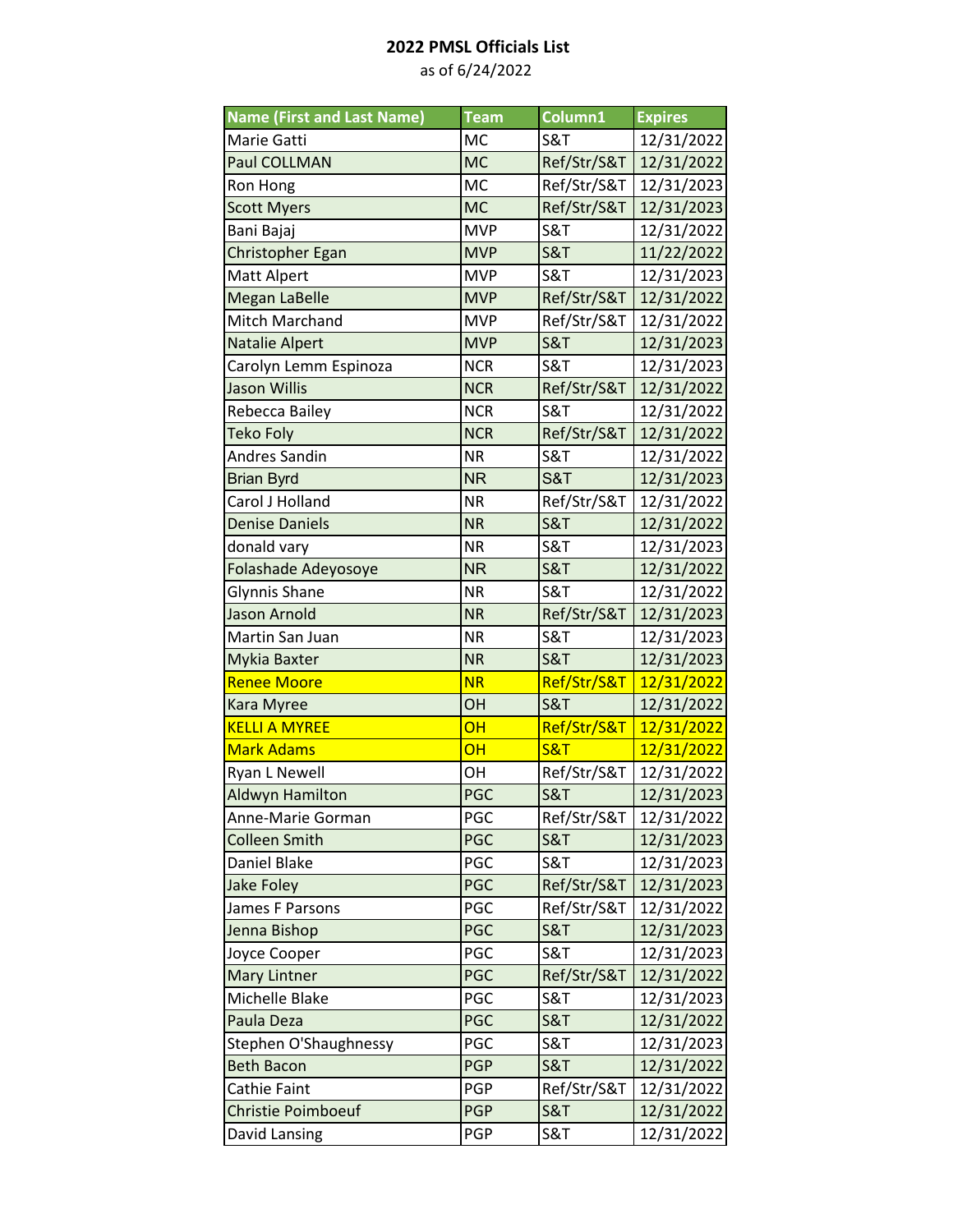**2022 PMSL Officials List**

as of 6/24/2022

| Name (First and Last Name) | Team | Column1 | Expires |
|---|---|---|---|
| Marie Gatti | MC | S&T | 12/31/2022 |
| Paul COLLMAN | MC | Ref/Str/S&T | 12/31/2022 |
| Ron Hong | MC | Ref/Str/S&T | 12/31/2023 |
| Scott Myers | MC | Ref/Str/S&T | 12/31/2023 |
| Bani Bajaj | MVP | S&T | 12/31/2022 |
| Christopher Egan | MVP | S&T | 11/22/2022 |
| Matt Alpert | MVP | S&T | 12/31/2023 |
| Megan LaBelle | MVP | Ref/Str/S&T | 12/31/2022 |
| Mitch Marchand | MVP | Ref/Str/S&T | 12/31/2022 |
| Natalie Alpert | MVP | S&T | 12/31/2023 |
| Carolyn Lemm Espinoza | NCR | S&T | 12/31/2023 |
| Jason Willis | NCR | Ref/Str/S&T | 12/31/2022 |
| Rebecca Bailey | NCR | S&T | 12/31/2022 |
| Teko Foly | NCR | Ref/Str/S&T | 12/31/2022 |
| Andres Sandin | NR | S&T | 12/31/2022 |
| Brian Byrd | NR | S&T | 12/31/2023 |
| Carol J Holland | NR | Ref/Str/S&T | 12/31/2022 |
| Denise Daniels | NR | S&T | 12/31/2022 |
| donald vary | NR | S&T | 12/31/2023 |
| Folashade Adeyosoye | NR | S&T | 12/31/2022 |
| Glynnis Shane | NR | S&T | 12/31/2022 |
| Jason Arnold | NR | Ref/Str/S&T | 12/31/2023 |
| Martin San Juan | NR | S&T | 12/31/2023 |
| Mykia Baxter | NR | S&T | 12/31/2023 |
| Renee Moore | NR | Ref/Str/S&T | 12/31/2022 |
| Kara Myree | OH | S&T | 12/31/2022 |
| KELLI A MYREE | OH | Ref/Str/S&T | 12/31/2022 |
| Mark Adams | OH | S&T | 12/31/2022 |
| Ryan L Newell | OH | Ref/Str/S&T | 12/31/2022 |
| Aldwyn Hamilton | PGC | S&T | 12/31/2023 |
| Anne-Marie Gorman | PGC | Ref/Str/S&T | 12/31/2022 |
| Colleen Smith | PGC | S&T | 12/31/2023 |
| Daniel Blake | PGC | S&T | 12/31/2023 |
| Jake Foley | PGC | Ref/Str/S&T | 12/31/2023 |
| James F Parsons | PGC | Ref/Str/S&T | 12/31/2022 |
| Jenna Bishop | PGC | S&T | 12/31/2023 |
| Joyce Cooper | PGC | S&T | 12/31/2023 |
| Mary Lintner | PGC | Ref/Str/S&T | 12/31/2022 |
| Michelle Blake | PGC | S&T | 12/31/2023 |
| Paula Deza | PGC | S&T | 12/31/2022 |
| Stephen O'Shaughnessy | PGC | S&T | 12/31/2023 |
| Beth Bacon | PGP | S&T | 12/31/2022 |
| Cathie Faint | PGP | Ref/Str/S&T | 12/31/2022 |
| Christie Poimboeuf | PGP | S&T | 12/31/2022 |
| David Lansing | PGP | S&T | 12/31/2022 |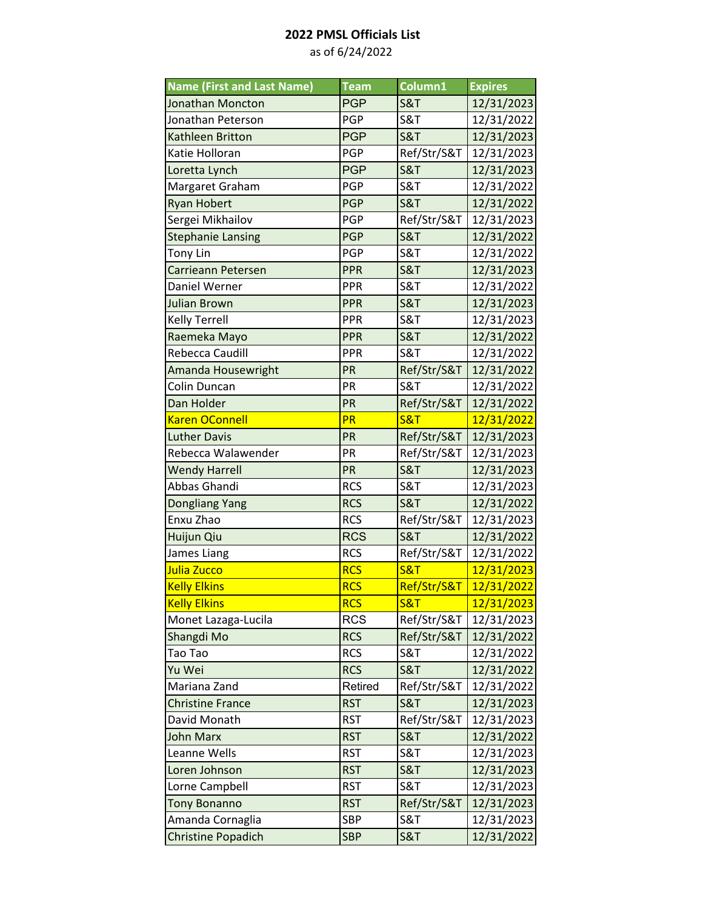**2022 PMSL Officials List**

as of 6/24/2022

| Name (First and Last Name) | Team | Column1 | Expires |
|---|---|---|---|
| Jonathan Moncton | PGP | S&T | 12/31/2023 |
| Jonathan Peterson | PGP | S&T | 12/31/2022 |
| Kathleen Britton | PGP | S&T | 12/31/2023 |
| Katie Holloran | PGP | Ref/Str/S&T | 12/31/2023 |
| Loretta Lynch | PGP | S&T | 12/31/2023 |
| Margaret Graham | PGP | S&T | 12/31/2022 |
| Ryan Hobert | PGP | S&T | 12/31/2022 |
| Sergei Mikhailov | PGP | Ref/Str/S&T | 12/31/2023 |
| Stephanie Lansing | PGP | S&T | 12/31/2022 |
| Tony Lin | PGP | S&T | 12/31/2022 |
| Carrieann Petersen | PPR | S&T | 12/31/2023 |
| Daniel Werner | PPR | S&T | 12/31/2022 |
| Julian Brown | PPR | S&T | 12/31/2023 |
| Kelly Terrell | PPR | S&T | 12/31/2023 |
| Raemeka Mayo | PPR | S&T | 12/31/2022 |
| Rebecca Caudill | PPR | S&T | 12/31/2022 |
| Amanda Housewright | PR | Ref/Str/S&T | 12/31/2022 |
| Colin Duncan | PR | S&T | 12/31/2022 |
| Dan Holder | PR | Ref/Str/S&T | 12/31/2022 |
| Karen OConnell | PR | S&T | 12/31/2022 |
| Luther Davis | PR | Ref/Str/S&T | 12/31/2023 |
| Rebecca Walawender | PR | Ref/Str/S&T | 12/31/2023 |
| Wendy Harrell | PR | S&T | 12/31/2023 |
| Abbas Ghandi | RCS | S&T | 12/31/2023 |
| Dongliang Yang | RCS | S&T | 12/31/2022 |
| Enxu Zhao | RCS | Ref/Str/S&T | 12/31/2023 |
| Huijun Qiu | RCS | S&T | 12/31/2022 |
| James Liang | RCS | Ref/Str/S&T | 12/31/2022 |
| Julia Zucco | RCS | S&T | 12/31/2023 |
| Kelly Elkins | RCS | Ref/Str/S&T | 12/31/2022 |
| Kelly Elkins | RCS | S&T | 12/31/2023 |
| Monet Lazaga-Lucila | RCS | Ref/Str/S&T | 12/31/2023 |
| Shangdi Mo | RCS | Ref/Str/S&T | 12/31/2022 |
| Tao Tao | RCS | S&T | 12/31/2022 |
| Yu Wei | RCS | S&T | 12/31/2022 |
| Mariana Zand | Retired | Ref/Str/S&T | 12/31/2022 |
| Christine France | RST | S&T | 12/31/2023 |
| David Monath | RST | Ref/Str/S&T | 12/31/2023 |
| John Marx | RST | S&T | 12/31/2022 |
| Leanne Wells | RST | S&T | 12/31/2023 |
| Loren Johnson | RST | S&T | 12/31/2023 |
| Lorne Campbell | RST | S&T | 12/31/2023 |
| Tony Bonanno | RST | Ref/Str/S&T | 12/31/2023 |
| Amanda Cornaglia | SBP | S&T | 12/31/2023 |
| Christine Popadich | SBP | S&T | 12/31/2022 |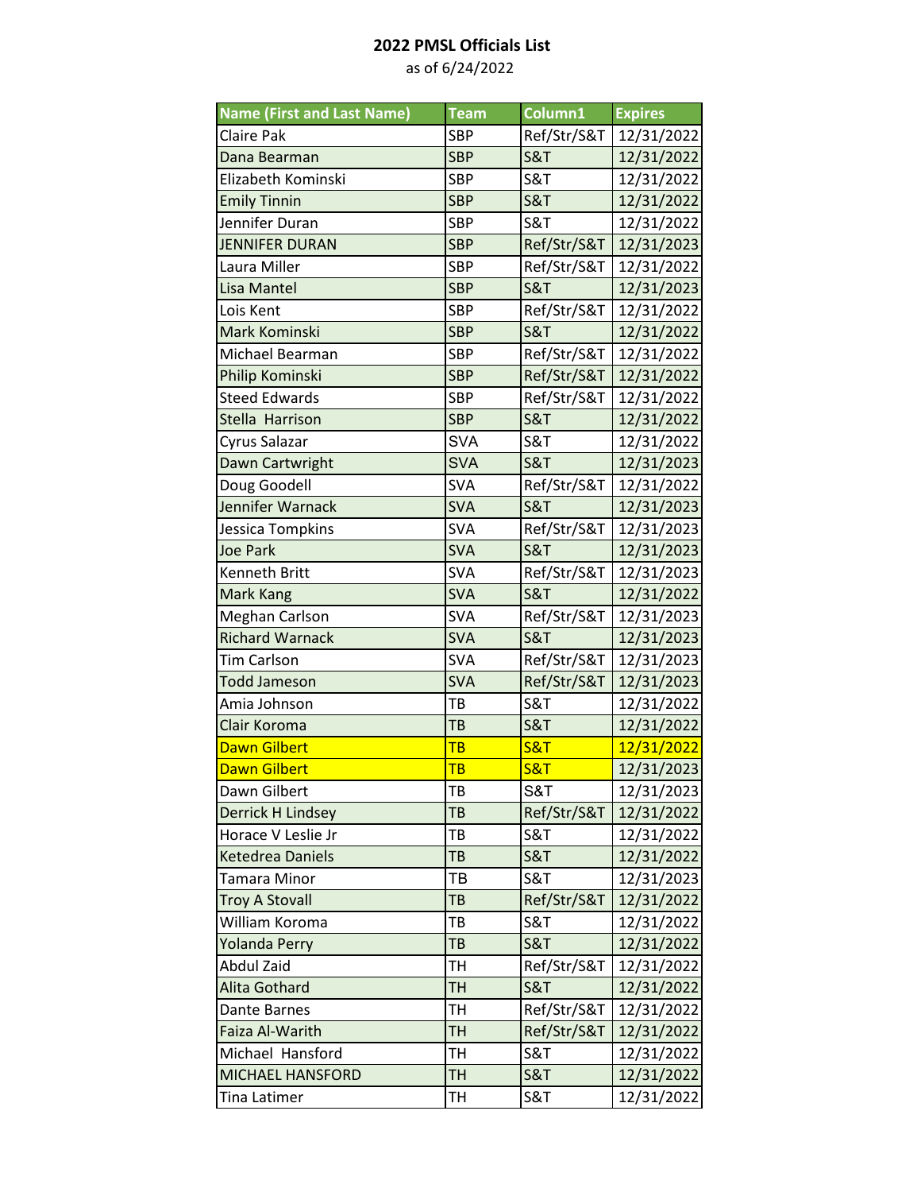**2022 PMSL Officials List**

as of 6/24/2022

| Name (First and Last Name) | Team | Column1 | Expires |
|---|---|---|---|
| Claire Pak | SBP | Ref/Str/S&T | 12/31/2022 |
| Dana Bearman | SBP | S&T | 12/31/2022 |
| Elizabeth Kominski | SBP | S&T | 12/31/2022 |
| Emily Tinnin | SBP | S&T | 12/31/2022 |
| Jennifer Duran | SBP | S&T | 12/31/2022 |
| JENNIFER DURAN | SBP | Ref/Str/S&T | 12/31/2023 |
| Laura Miller | SBP | Ref/Str/S&T | 12/31/2022 |
| Lisa Mantel | SBP | S&T | 12/31/2023 |
| Lois Kent | SBP | Ref/Str/S&T | 12/31/2022 |
| Mark Kominski | SBP | S&T | 12/31/2022 |
| Michael Bearman | SBP | Ref/Str/S&T | 12/31/2022 |
| Philip Kominski | SBP | Ref/Str/S&T | 12/31/2022 |
| Steed Edwards | SBP | Ref/Str/S&T | 12/31/2022 |
| Stella Harrison | SBP | S&T | 12/31/2022 |
| Cyrus Salazar | SVA | S&T | 12/31/2022 |
| Dawn Cartwright | SVA | S&T | 12/31/2023 |
| Doug Goodell | SVA | Ref/Str/S&T | 12/31/2022 |
| Jennifer Warnack | SVA | S&T | 12/31/2023 |
| Jessica Tompkins | SVA | Ref/Str/S&T | 12/31/2023 |
| Joe Park | SVA | S&T | 12/31/2023 |
| Kenneth Britt | SVA | Ref/Str/S&T | 12/31/2023 |
| Mark Kang | SVA | S&T | 12/31/2022 |
| Meghan Carlson | SVA | Ref/Str/S&T | 12/31/2023 |
| Richard Warnack | SVA | S&T | 12/31/2023 |
| Tim Carlson | SVA | Ref/Str/S&T | 12/31/2023 |
| Todd Jameson | SVA | Ref/Str/S&T | 12/31/2023 |
| Amia Johnson | TB | S&T | 12/31/2022 |
| Clair Koroma | TB | S&T | 12/31/2022 |
| Dawn Gilbert | TB | S&T | 12/31/2022 |
| Dawn Gilbert | TB | S&T | 12/31/2023 |
| Dawn Gilbert | TB | S&T | 12/31/2023 |
| Derrick H Lindsey | TB | Ref/Str/S&T | 12/31/2022 |
| Horace V Leslie Jr | TB | S&T | 12/31/2022 |
| Ketedrea Daniels | TB | S&T | 12/31/2022 |
| Tamara Minor | TB | S&T | 12/31/2023 |
| Troy A Stovall | TB | Ref/Str/S&T | 12/31/2022 |
| William Koroma | TB | S&T | 12/31/2022 |
| Yolanda Perry | TB | S&T | 12/31/2022 |
| Abdul Zaid | TH | Ref/Str/S&T | 12/31/2022 |
| Alita Gothard | TH | S&T | 12/31/2022 |
| Dante Barnes | TH | Ref/Str/S&T | 12/31/2022 |
| Faiza Al-Warith | TH | Ref/Str/S&T | 12/31/2022 |
| Michael Hansford | TH | S&T | 12/31/2022 |
| MICHAEL HANSFORD | TH | S&T | 12/31/2022 |
| Tina Latimer | TH | S&T | 12/31/2022 |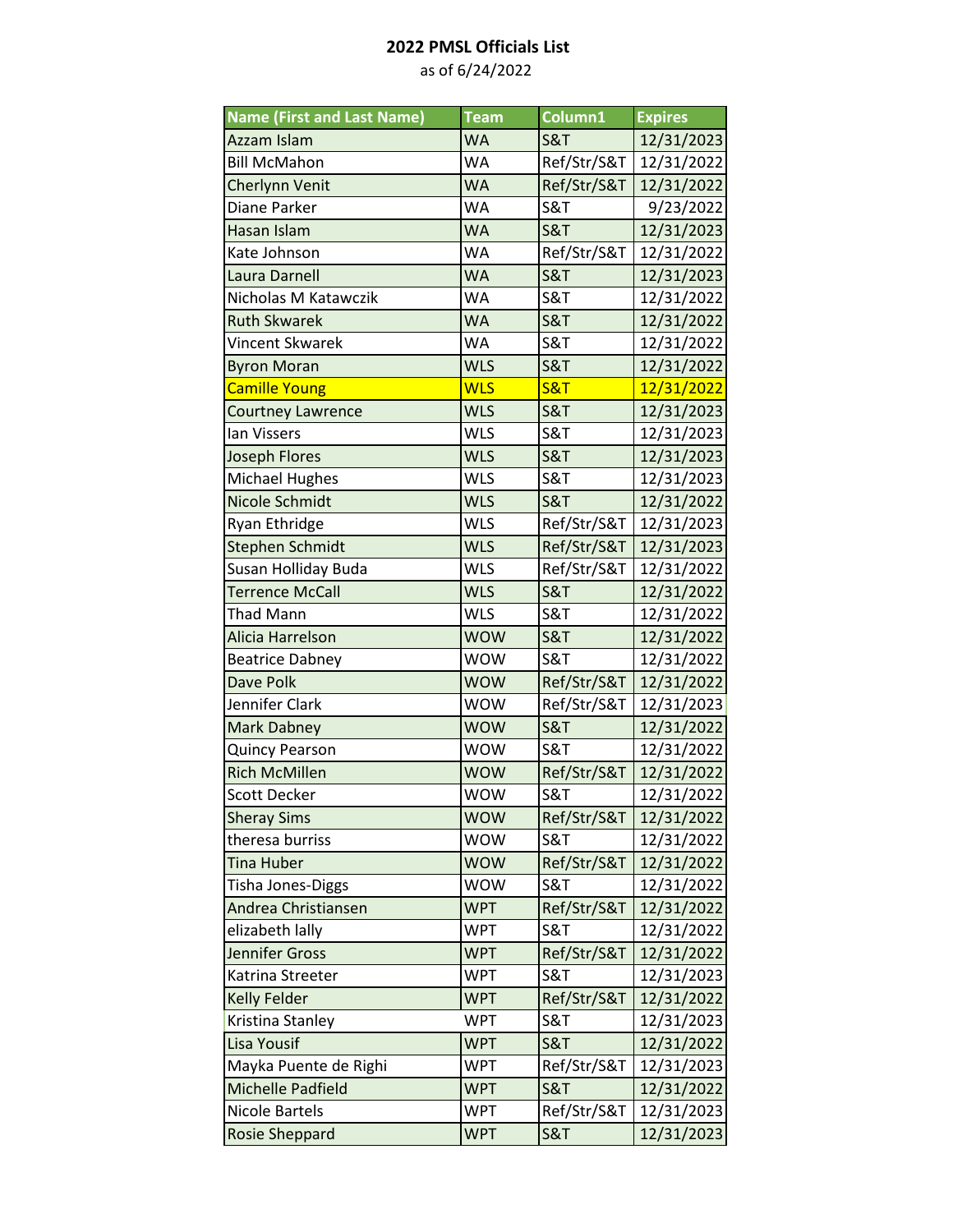**2022 PMSL Officials List**

as of 6/24/2022

| Name (First and Last Name) | Team | Column1 | Expires |
|---|---|---|---|
| Azzam Islam | WA | S&T | 12/31/2023 |
| Bill McMahon | WA | Ref/Str/S&T | 12/31/2022 |
| Cherlynn Venit | WA | Ref/Str/S&T | 12/31/2022 |
| Diane Parker | WA | S&T | 9/23/2022 |
| Hasan Islam | WA | S&T | 12/31/2023 |
| Kate Johnson | WA | Ref/Str/S&T | 12/31/2022 |
| Laura Darnell | WA | S&T | 12/31/2023 |
| Nicholas M Katawczik | WA | S&T | 12/31/2022 |
| Ruth Skwarek | WA | S&T | 12/31/2022 |
| Vincent Skwarek | WA | S&T | 12/31/2022 |
| Byron Moran | WLS | S&T | 12/31/2022 |
| Camille Young | WLS | S&T | 12/31/2022 |
| Courtney Lawrence | WLS | S&T | 12/31/2023 |
| Ian Vissers | WLS | S&T | 12/31/2023 |
| Joseph Flores | WLS | S&T | 12/31/2023 |
| Michael Hughes | WLS | S&T | 12/31/2023 |
| Nicole Schmidt | WLS | S&T | 12/31/2022 |
| Ryan Ethridge | WLS | Ref/Str/S&T | 12/31/2023 |
| Stephen Schmidt | WLS | Ref/Str/S&T | 12/31/2023 |
| Susan Holliday Buda | WLS | Ref/Str/S&T | 12/31/2022 |
| Terrence McCall | WLS | S&T | 12/31/2022 |
| Thad Mann | WLS | S&T | 12/31/2022 |
| Alicia Harrelson | WOW | S&T | 12/31/2022 |
| Beatrice Dabney | WOW | S&T | 12/31/2022 |
| Dave Polk | WOW | Ref/Str/S&T | 12/31/2022 |
| Jennifer Clark | WOW | Ref/Str/S&T | 12/31/2023 |
| Mark Dabney | WOW | S&T | 12/31/2022 |
| Quincy Pearson | WOW | S&T | 12/31/2022 |
| Rich McMillen | WOW | Ref/Str/S&T | 12/31/2022 |
| Scott Decker | WOW | S&T | 12/31/2022 |
| Sheray Sims | WOW | Ref/Str/S&T | 12/31/2022 |
| theresa burriss | WOW | S&T | 12/31/2022 |
| Tina Huber | WOW | Ref/Str/S&T | 12/31/2022 |
| Tisha Jones-Diggs | WOW | S&T | 12/31/2022 |
| Andrea Christiansen | WPT | Ref/Str/S&T | 12/31/2022 |
| elizabeth lally | WPT | S&T | 12/31/2022 |
| Jennifer Gross | WPT | Ref/Str/S&T | 12/31/2022 |
| Katrina Streeter | WPT | S&T | 12/31/2023 |
| Kelly Felder | WPT | Ref/Str/S&T | 12/31/2022 |
| Kristina Stanley | WPT | S&T | 12/31/2023 |
| Lisa Yousif | WPT | S&T | 12/31/2022 |
| Mayka Puente de Righi | WPT | Ref/Str/S&T | 12/31/2023 |
| Michelle Padfield | WPT | S&T | 12/31/2022 |
| Nicole Bartels | WPT | Ref/Str/S&T | 12/31/2023 |
| Rosie Sheppard | WPT | S&T | 12/31/2023 |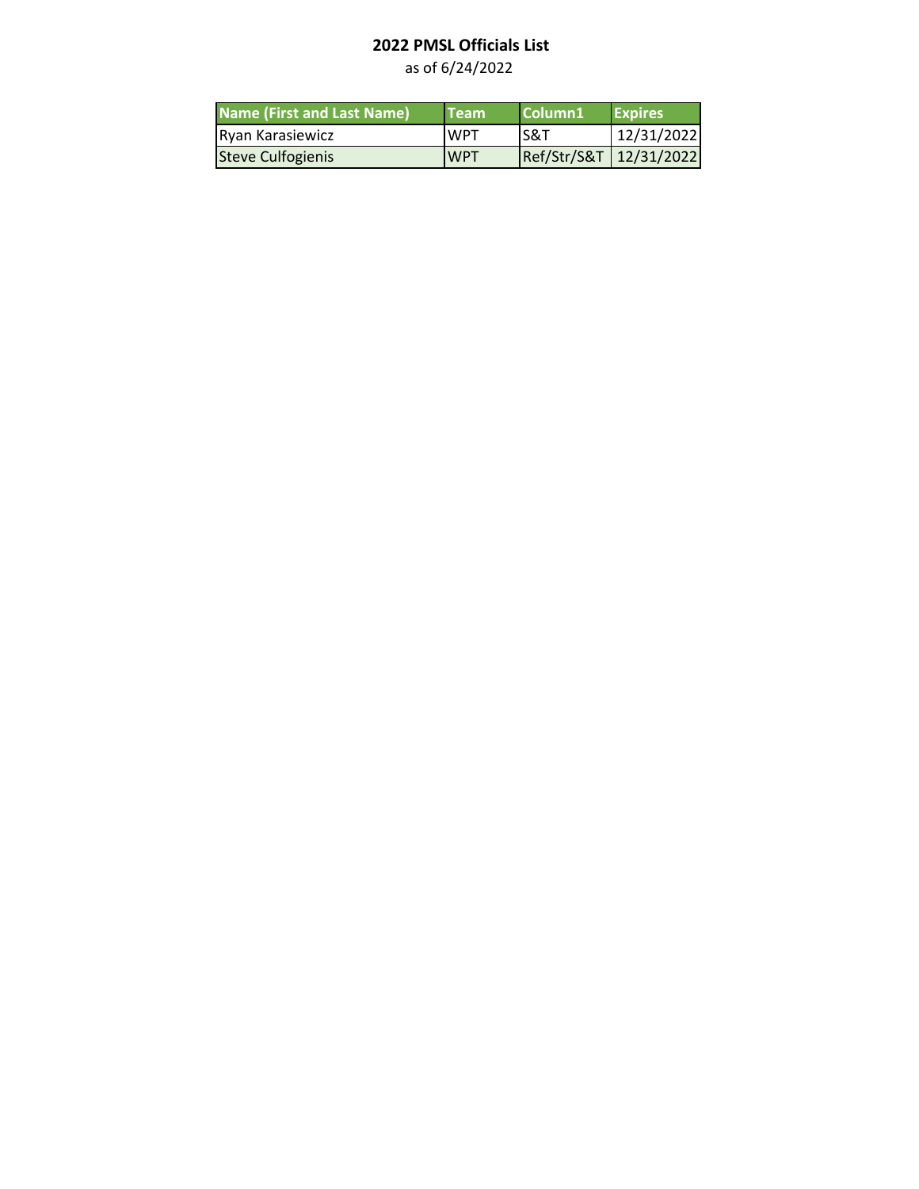**2022 PMSL Officials List**

as of 6/24/2022

| Name (First and Last Name) | Team | Column1 | Expires |
|---|---|---|---|
| Ryan Karasiewicz | WPT | S&T | 12/31/2022 |
| Steve Culfogienis | WPT | Ref/Str/S&T | 12/31/2022 |